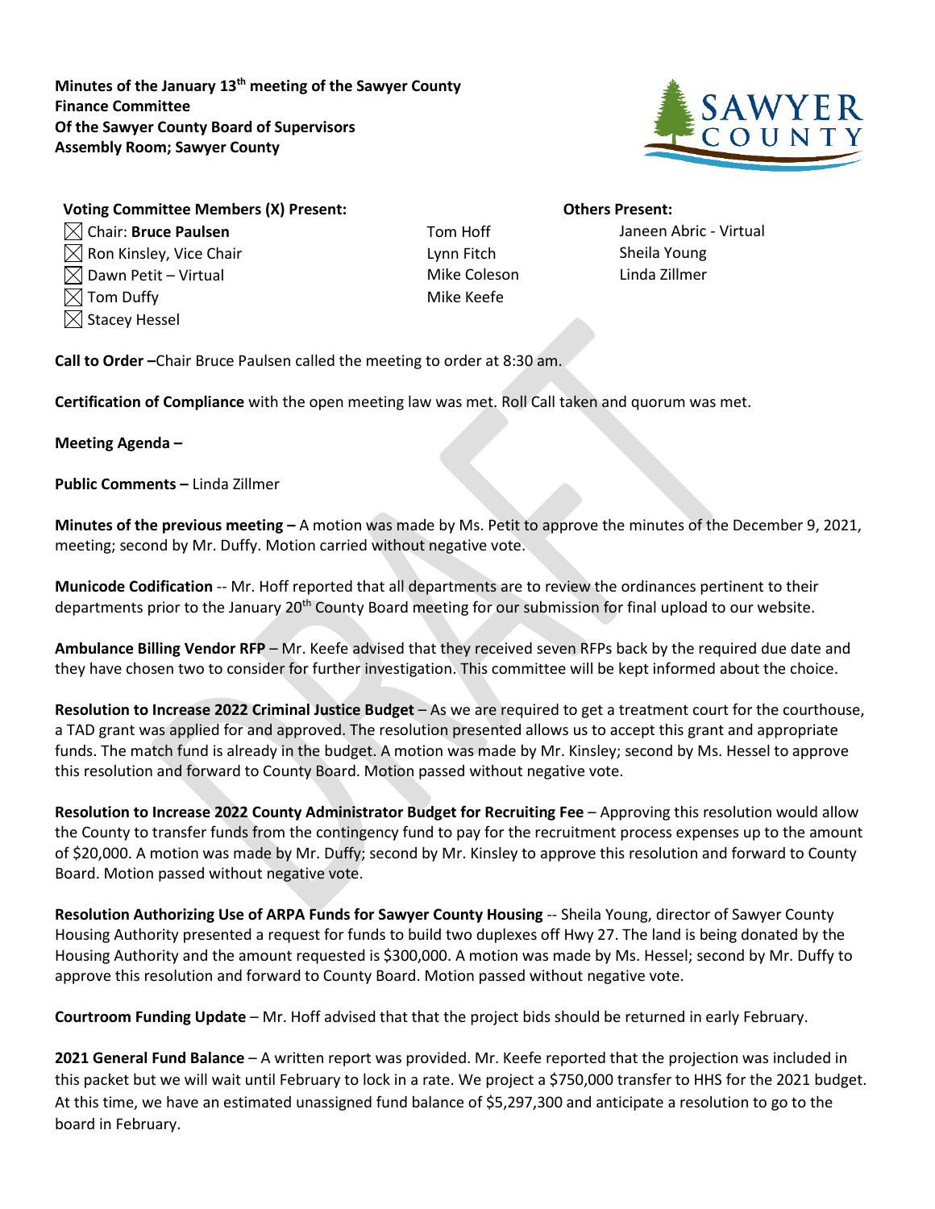**Minutes of the January 13th meeting of the Sawyer County Finance Committee Of the Sawyer County Board of Supervisors Assembly Room; Sawyer County**

**Voting Committee Members (X) Present:**

- ☒ Chair: **Bruce Paulsen**
- ☒ Ron Kinsley, Vice Chair
- ☒ Dawn Petit – Virtual
- ☒ Tom Duffy
- ☒ Stacey Hessel

**Others Present:**

Tom Hoff
Lynn Fitch
Mike Coleson
Mike Keefe
Janeen Abric - Virtual
Sheila Young
Linda Zillmer

**Call to Order –**Chair Bruce Paulsen called the meeting to order at 8:30 am.

**Certification of Compliance** with the open meeting law was met. Roll Call taken and quorum was met.

**Meeting Agenda –**

**Public Comments –** Linda Zillmer

**Minutes of the previous meeting –** A motion was made by Ms. Petit to approve the minutes of the December 9, 2021, meeting; second by Mr. Duffy. Motion carried without negative vote.

**Municode Codification** -- Mr. Hoff reported that all departments are to review the ordinances pertinent to their departments prior to the January 20th County Board meeting for our submission for final upload to our website.

**Ambulance Billing Vendor RFP** – Mr. Keefe advised that they received seven RFPs back by the required due date and they have chosen two to consider for further investigation. This committee will be kept informed about the choice.

**Resolution to Increase 2022 Criminal Justice Budget** – As we are required to get a treatment court for the courthouse, a TAD grant was applied for and approved. The resolution presented allows us to accept this grant and appropriate funds. The match fund is already in the budget. A motion was made by Mr. Kinsley; second by Ms. Hessel to approve this resolution and forward to County Board. Motion passed without negative vote.

**Resolution to Increase 2022 County Administrator Budget for Recruiting Fee** – Approving this resolution would allow the County to transfer funds from the contingency fund to pay for the recruitment process expenses up to the amount of $20,000. A motion was made by Mr. Duffy; second by Mr. Kinsley to approve this resolution and forward to County Board. Motion passed without negative vote.

**Resolution Authorizing Use of ARPA Funds for Sawyer County Housing** -- Sheila Young, director of Sawyer County Housing Authority presented a request for funds to build two duplexes off Hwy 27. The land is being donated by the Housing Authority and the amount requested is $300,000. A motion was made by Ms. Hessel; second by Mr. Duffy to approve this resolution and forward to County Board. Motion passed without negative vote.

**Courtroom Funding Update** – Mr. Hoff advised that that the project bids should be returned in early February.

**2021 General Fund Balance** – A written report was provided. Mr. Keefe reported that the projection was included in this packet but we will wait until February to lock in a rate. We project a $750,000 transfer to HHS for the 2021 budget. At this time, we have an estimated unassigned fund balance of $5,297,300 and anticipate a resolution to go to the board in February.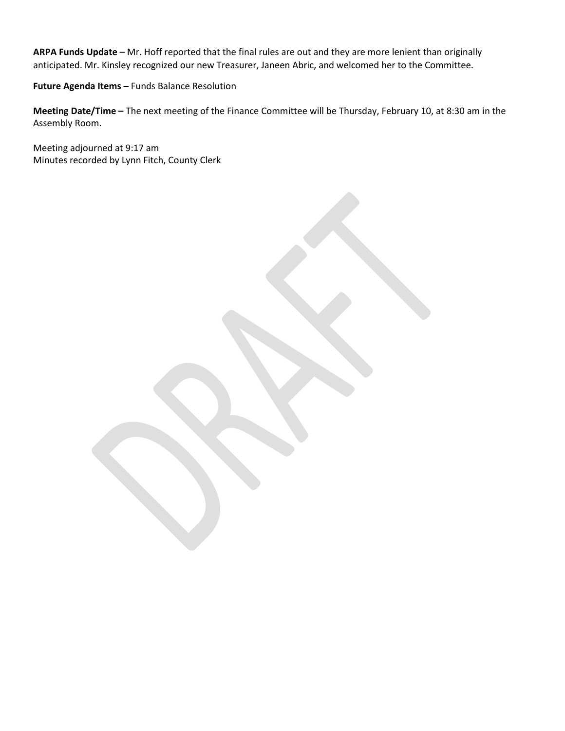**ARPA Funds Update** – Mr. Hoff reported that the final rules are out and they are more lenient than originally anticipated. Mr. Kinsley recognized our new Treasurer, Janeen Abric, and welcomed her to the Committee.

**Future Agenda Items –** Funds Balance Resolution

**Meeting Date/Time –** The next meeting of the Finance Committee will be Thursday, February 10, at 8:30 am in the Assembly Room.

Meeting adjourned at 9:17 am
Minutes recorded by Lynn Fitch, County Clerk